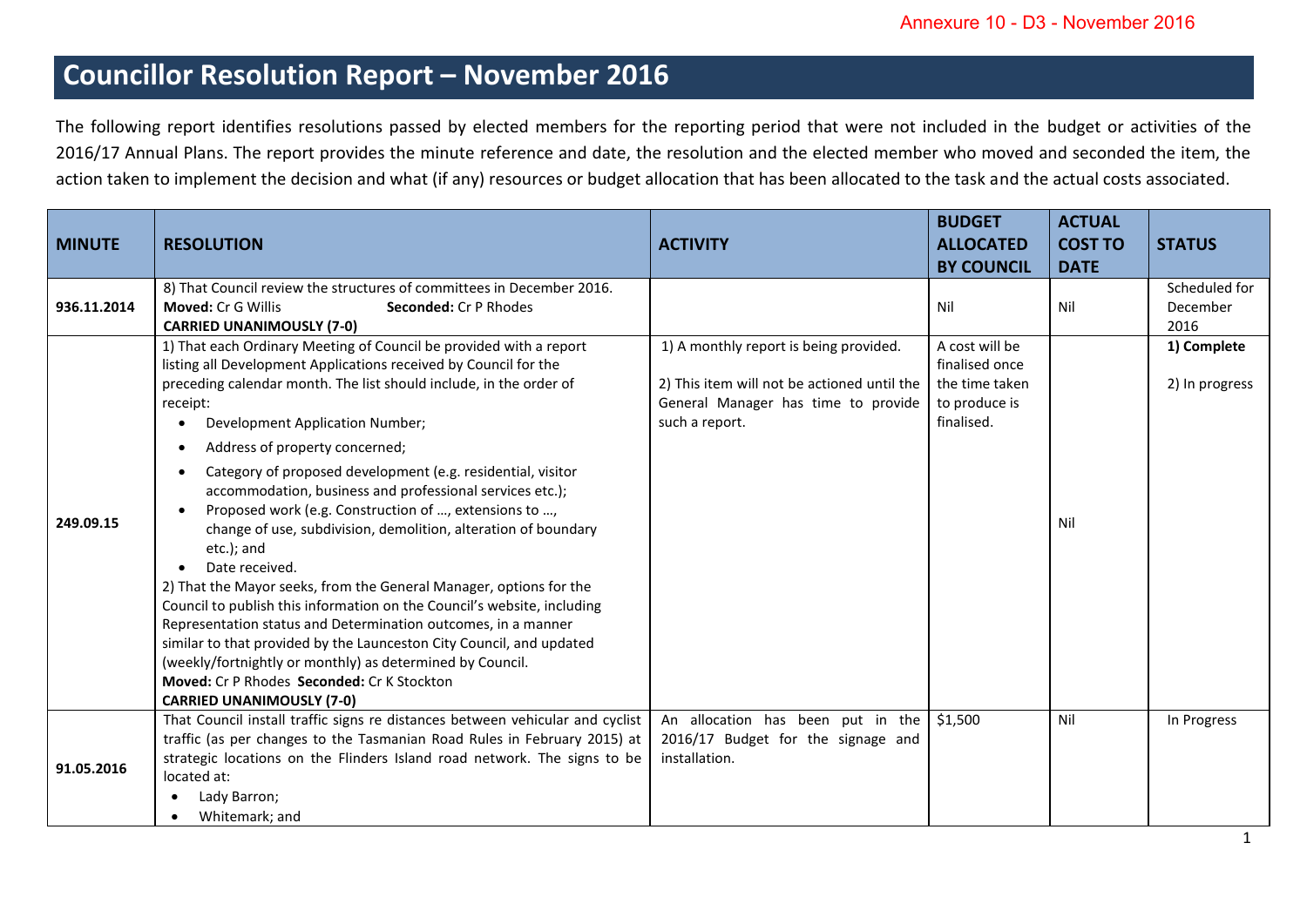Annexure 10 - D3 - November 2016

# Councillor Resolution Report – November 2016

The following report identifies resolutions passed by elected members for the reporting period that were not included in the budget or activities of the 2016/17 Annual Plans. The report provides the minute reference and date, the resolution and the elected member who moved and seconded the item, the action taken to implement the decision and what (if any) resources or budget allocation that has been allocated to the task and the actual costs associated.

| MINUTE | RESOLUTION | ACTIVITY | BUDGET ALLOCATED BY COUNCIL | ACTUAL COST TO DATE | STATUS |
|---|---|---|---|---|---|
| 936.11.2014 | 8) That Council review the structures of committees in December 2016.<br>**Moved:** Cr G Willis **Seconded:** Cr P Rhodes<br>**CARRIED UNANIMOUSLY (7-0)** | | Nil | Nil | Scheduled for December 2016 |
| 249.09.15 | 1) That each Ordinary Meeting of Council be provided with a report listing all Development Applications received by Council for the preceding calendar month. The list should include, in the order of receipt:<br>• Development Application Number;<br>• Address of property concerned;<br>• Category of proposed development (e.g. residential, visitor accommodation, business and professional services etc.);<br>• Proposed work (e.g. Construction of …, extensions to …, change of use, subdivision, demolition, alteration of boundary etc.); and<br>• Date received.<br>2) That the Mayor seeks, from the General Manager, options for the Council to publish this information on the Council's website, including Representation status and Determination outcomes, in a manner similar to that provided by the Launceston City Council, and updated (weekly/fortnightly or monthly) as determined by Council.<br>**Moved:** Cr P Rhodes **Seconded:** Cr K Stockton<br>**CARRIED UNANIMOUSLY (7-0)** | 1) A monthly report is being provided.<br>2) This item will not be actioned until the General Manager has time to provide such a report. | A cost will be finalised once the time taken to produce is finalised. | Nil | **1) Complete**<br>2) In progress |
| 91.05.2016 | That Council install traffic signs re distances between vehicular and cyclist traffic (as per changes to the Tasmanian Road Rules in February 2015) at strategic locations on the Flinders Island road network. The signs to be located at:<br>• Lady Barron;<br>• Whitemark; and | An allocation has been put in the 2016/17 Budget for the signage and installation. | $1,500 | Nil | In Progress |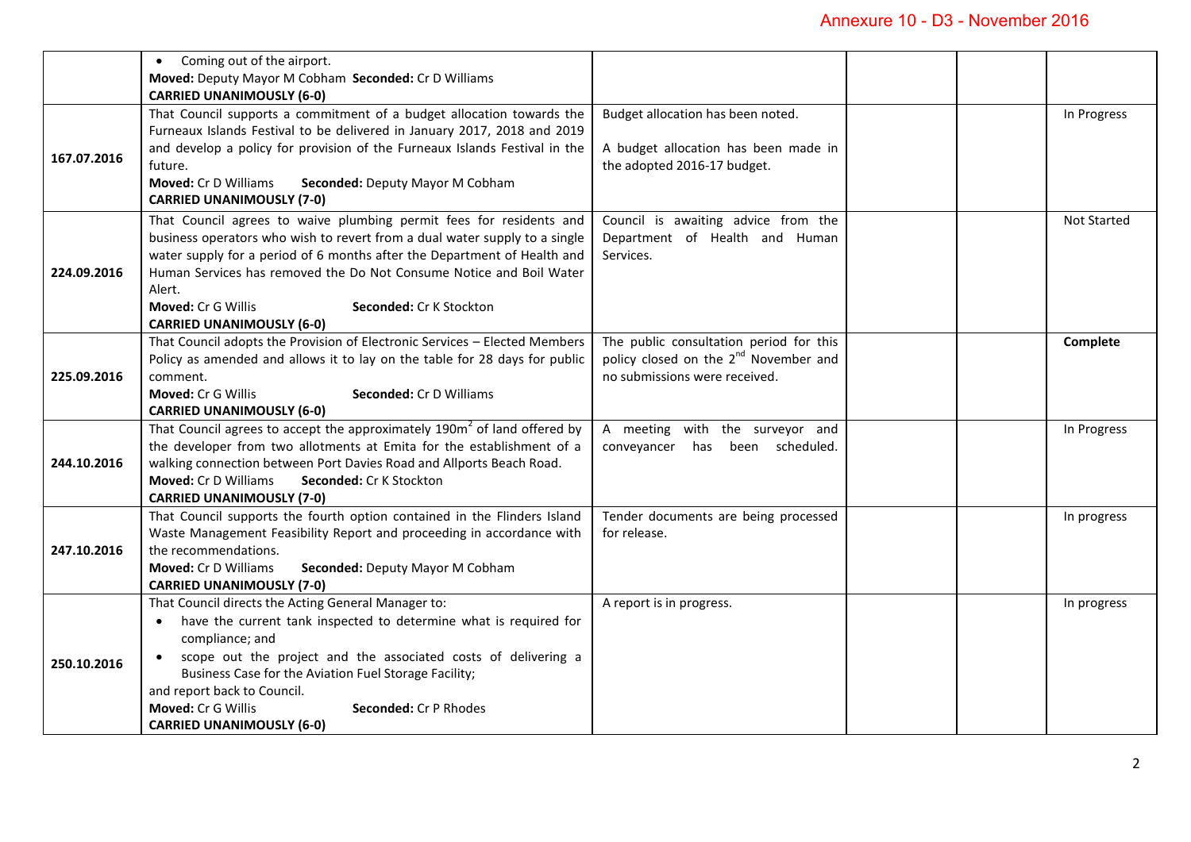| | | | | | |
|---|---|---|---|---|---|
| | • Coming out of the airport.<br>**Moved:** Deputy Mayor M Cobham **Seconded:** Cr D Williams<br>**CARRIED UNANIMOUSLY (6-0)** | | | | |
| 167.07.2016 | That Council supports a commitment of a budget allocation towards the Furneaux Islands Festival to be delivered in January 2017, 2018 and 2019 and develop a policy for provision of the Furneaux Islands Festival in the future.<br>**Moved:** Cr D Williams **Seconded:** Deputy Mayor M Cobham<br>**CARRIED UNANIMOUSLY (7-0)** | Budget allocation has been noted.<br><br>A budget allocation has been made in the adopted 2016-17 budget. | | | In Progress |
| 224.09.2016 | That Council agrees to waive plumbing permit fees for residents and business operators who wish to revert from a dual water supply to a single water supply for a period of 6 months after the Department of Health and Human Services has removed the Do Not Consume Notice and Boil Water Alert.<br>**Moved:** Cr G Willis **Seconded:** Cr K Stockton<br>**CARRIED UNANIMOUSLY (6-0)** | Council is awaiting advice from the Department of Health and Human Services. | | | Not Started |
| 225.09.2016 | That Council adopts the Provision of Electronic Services – Elected Members Policy as amended and allows it to lay on the table for 28 days for public comment.<br>**Moved:** Cr G Willis **Seconded:** Cr D Williams<br>**CARRIED UNANIMOUSLY (6-0)** | The public consultation period for this policy closed on the 2nd November and no submissions were received. | | | **Complete** |
| 244.10.2016 | That Council agrees to accept the approximately 190m$^2$ of land offered by the developer from two allotments at Emita for the establishment of a walking connection between Port Davies Road and Allports Beach Road.<br>**Moved:** Cr D Williams **Seconded:** Cr K Stockton<br>**CARRIED UNANIMOUSLY (7-0)** | A meeting with the surveyor and conveyancer has been scheduled. | | | In Progress |
| 247.10.2016 | That Council supports the fourth option contained in the Flinders Island Waste Management Feasibility Report and proceeding in accordance with the recommendations.<br>**Moved:** Cr D Williams **Seconded:** Deputy Mayor M Cobham<br>**CARRIED UNANIMOUSLY (7-0)** | Tender documents are being processed for release. | | | In progress |
| 250.10.2016 | That Council directs the Acting General Manager to:<br>• have the current tank inspected to determine what is required for compliance; and<br>• scope out the project and the associated costs of delivering a Business Case for the Aviation Fuel Storage Facility;<br>and report back to Council.<br>**Moved:** Cr G Willis **Seconded:** Cr P Rhodes<br>**CARRIED UNANIMOUSLY (6-0)** | A report is in progress. | | | In progress |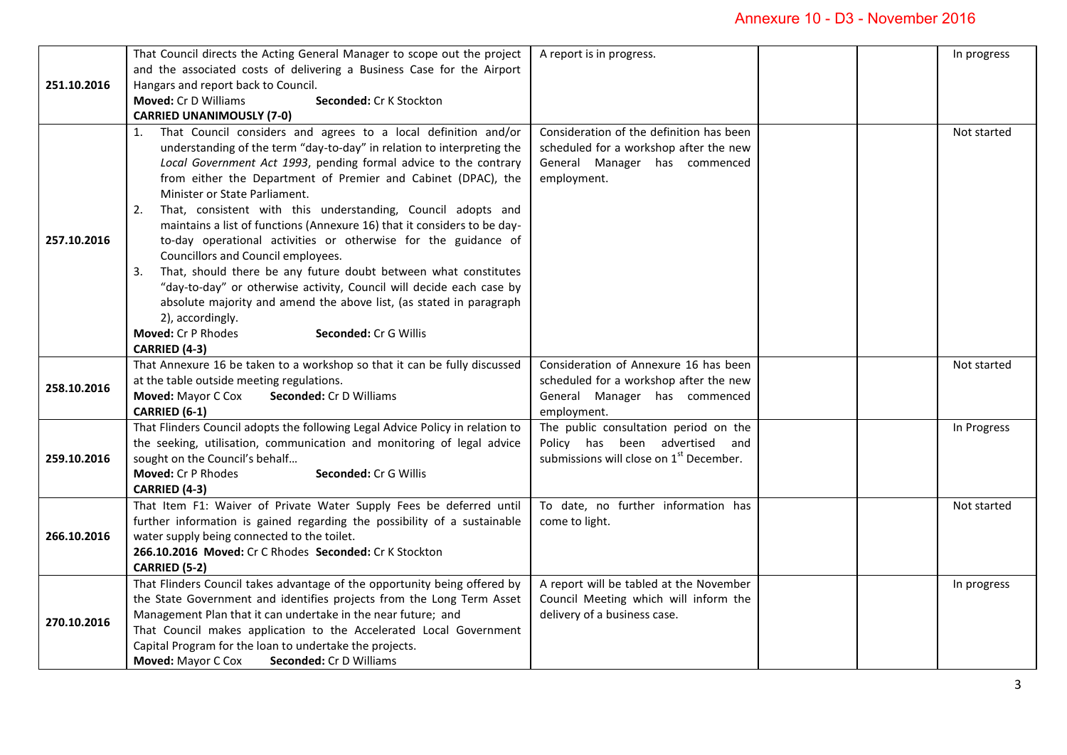| | | | | | |
|---|---|---|---|---|---|
| 251.10.2016 | That Council directs the Acting General Manager to scope out the project and the associated costs of delivering a Business Case for the Airport Hangars and report back to Council.<br>**Moved:** Cr D Williams **Seconded:** Cr K Stockton<br>**CARRIED UNANIMOUSLY (7-0)** | A report is in progress. | | | In progress |
| 257.10.2016 | 1. That Council considers and agrees to a local definition and/or understanding of the term "day-to-day" in relation to interpreting the *Local Government Act 1993*, pending formal advice to the contrary from either the Department of Premier and Cabinet (DPAC), the Minister or State Parliament.<br>2. That, consistent with this understanding, Council adopts and maintains a list of functions (Annexure 16) that it considers to be day-to-day operational activities or otherwise for the guidance of Councillors and Council employees.<br>3. That, should there be any future doubt between what constitutes "day-to-day" or otherwise activity, Council will decide each case by absolute majority and amend the above list, (as stated in paragraph 2), accordingly.<br>**Moved:** Cr P Rhodes **Seconded:** Cr G Willis<br>**CARRIED (4-3)** | Consideration of the definition has been scheduled for a workshop after the new General Manager has commenced employment. | | | Not started |
| 258.10.2016 | That Annexure 16 be taken to a workshop so that it can be fully discussed at the table outside meeting regulations.<br>**Moved:** Mayor C Cox **Seconded:** Cr D Williams<br>**CARRIED (6-1)** | Consideration of Annexure 16 has been scheduled for a workshop after the new General Manager has commenced employment. | | | Not started |
| 259.10.2016 | That Flinders Council adopts the following Legal Advice Policy in relation to the seeking, utilisation, communication and monitoring of legal advice sought on the Council's behalf…<br>**Moved:** Cr P Rhodes **Seconded:** Cr G Willis<br>**CARRIED (4-3)** | The public consultation period on the Policy has been advertised and submissions will close on 1st December. | | | In Progress |
| 266.10.2016 | That Item F1: Waiver of Private Water Supply Fees be deferred until further information is gained regarding the possibility of a sustainable water supply being connected to the toilet.<br>**266.10.2016 Moved:** Cr C Rhodes **Seconded:** Cr K Stockton<br>**CARRIED (5-2)** | To date, no further information has come to light. | | | Not started |
| 270.10.2016 | That Flinders Council takes advantage of the opportunity being offered by the State Government and identifies projects from the Long Term Asset Management Plan that it can undertake in the near future; and<br>That Council makes application to the Accelerated Local Government Capital Program for the loan to undertake the projects.<br>**Moved:** Mayor C Cox **Seconded:** Cr D Williams | A report will be tabled at the November Council Meeting which will inform the delivery of a business case. | | | In progress |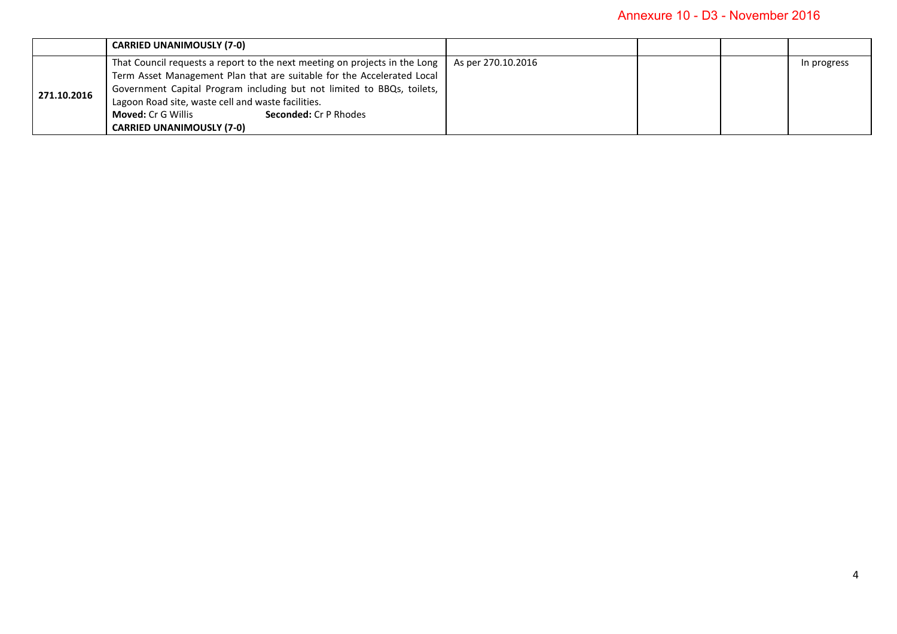| | | | | | |
|---|---|---|---|---|---|
| | **CARRIED UNANIMOUSLY (7-0)** | | | | |
| **271.10.2016** | That Council requests a report to the next meeting on projects in the Long Term Asset Management Plan that are suitable for the Accelerated Local Government Capital Program including but not limited to BBQs, toilets, Lagoon Road site, waste cell and waste facilities.<br>**Moved:** Cr G Willis **Seconded:** Cr P Rhodes<br>**CARRIED UNANIMOUSLY (7-0)** | As per 270.10.2016 | | | In progress |